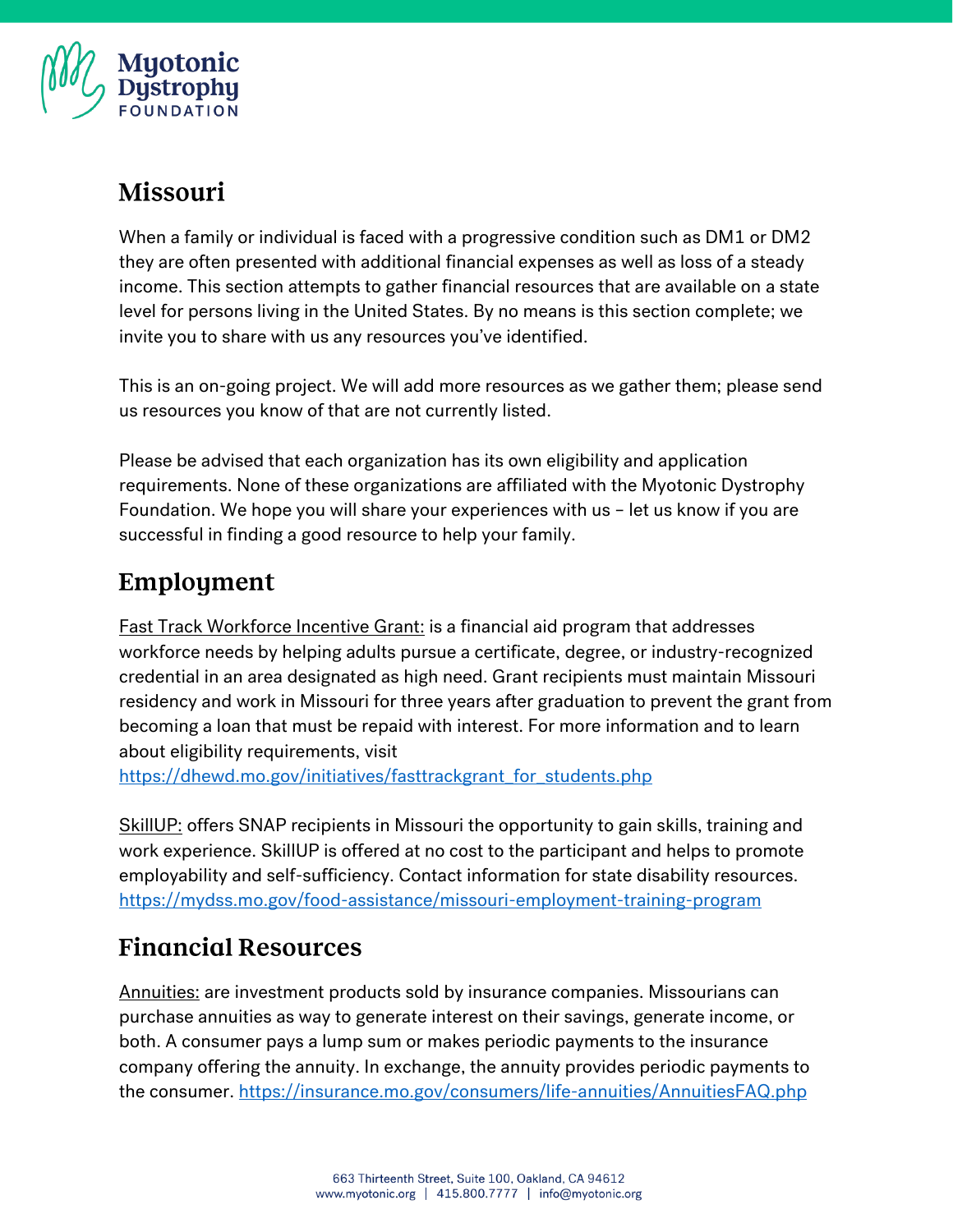# Missouri

When a family or individual is faced with a progressive condition such as DM1 or DM2 they are often presented with additional financial expenses as well as loss of a steady income. This section attempts to gather financial resources that are available on a state level for persons living in the United States. By no means is this section complete; we invite you to share with us any resources you've identified.

This is an on-going project. We will add more resources as we gather them; please send us resources you know of that are not currently listed.

Please be advised that each organization has its own eligibility and application requirements. None of these organizations are affiliated with the Myotonic Dystrophy Foundation. We hope you will share your experiences with us – let us know if you are successful in finding a good resource to help your family.

## Employment

Fast Track Workforce Incentive Grant: is a financial aid program that addresses workforce needs by helping adults pursue a certificate, degree, or industry-recognized credential in an area designated as high need. Grant recipients must maintain Missouri residency and work in Missouri for three years after graduation to prevent the grant from becoming a loan that must be repaid with interest. For more information and to learn about eligibility requirements, visit https://dhewd.mo.gov/initiatives/fasttrackgrant_for_students.php

SkillUP: offers SNAP recipients in Missouri the opportunity to gain skills, training and work experience. SkillUP is offered at no cost to the participant and helps to promote employability and self-sufficiency. Contact information for state disability resources. https://mydss.mo.gov/food-assistance/missouri-employment-training-program

## Financial Resources

Annuities: are investment products sold by insurance companies. Missourians can purchase annuities as way to generate interest on their savings, generate income, or both. A consumer pays a lump sum or makes periodic payments to the insurance company offering the annuity. In exchange, the annuity provides periodic payments to the consumer. https://insurance.mo.gov/consumers/life-annuities/AnnuitiesFAQ.php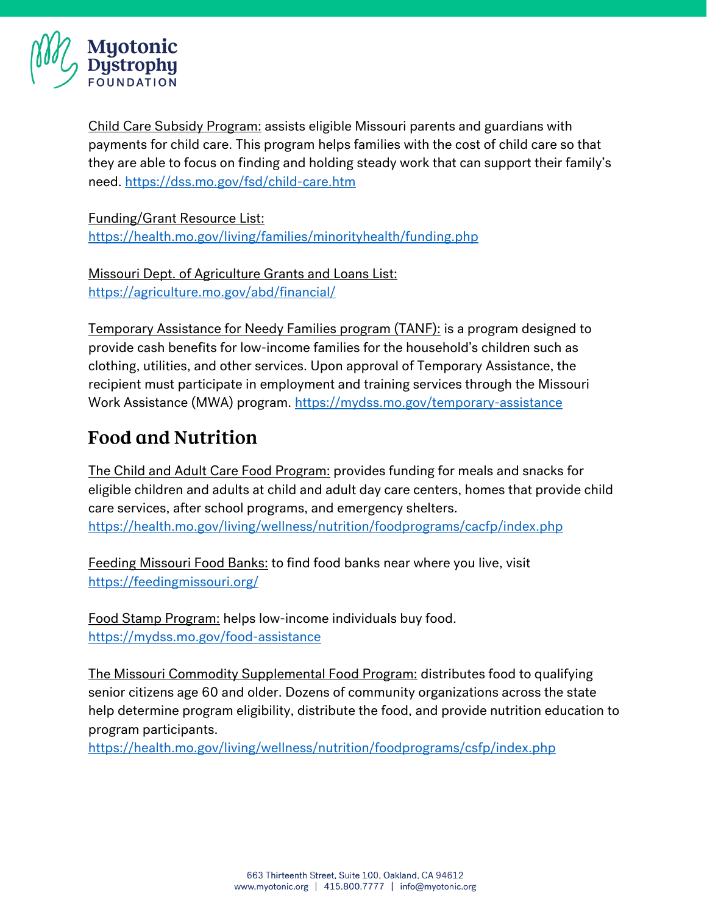Child Care Subsidy Program: assists eligible Missouri parents and guardians with payments for child care. This program helps families with the cost of child care so that they are able to focus on finding and holding steady work that can support their family's need. https://dss.mo.gov/fsd/child-care.htm

Funding/Grant Resource List:
https://health.mo.gov/living/families/minorityhealth/funding.php

Missouri Dept. of Agriculture Grants and Loans List:
https://agriculture.mo.gov/abd/financial/

Temporary Assistance for Needy Families program (TANF): is a program designed to provide cash benefits for low-income families for the household's children such as clothing, utilities, and other services. Upon approval of Temporary Assistance, the recipient must participate in employment and training services through the Missouri Work Assistance (MWA) program. https://mydss.mo.gov/temporary-assistance

## Food and Nutrition

The Child and Adult Care Food Program: provides funding for meals and snacks for eligible children and adults at child and adult day care centers, homes that provide child care services, after school programs, and emergency shelters.
https://health.mo.gov/living/wellness/nutrition/foodprograms/cacfp/index.php

Feeding Missouri Food Banks: to find food banks near where you live, visit https://feedingmissouri.org/

Food Stamp Program: helps low-income individuals buy food.
https://mydss.mo.gov/food-assistance

The Missouri Commodity Supplemental Food Program: distributes food to qualifying senior citizens age 60 and older. Dozens of community organizations across the state help determine program eligibility, distribute the food, and provide nutrition education to program participants.
https://health.mo.gov/living/wellness/nutrition/foodprograms/csfp/index.php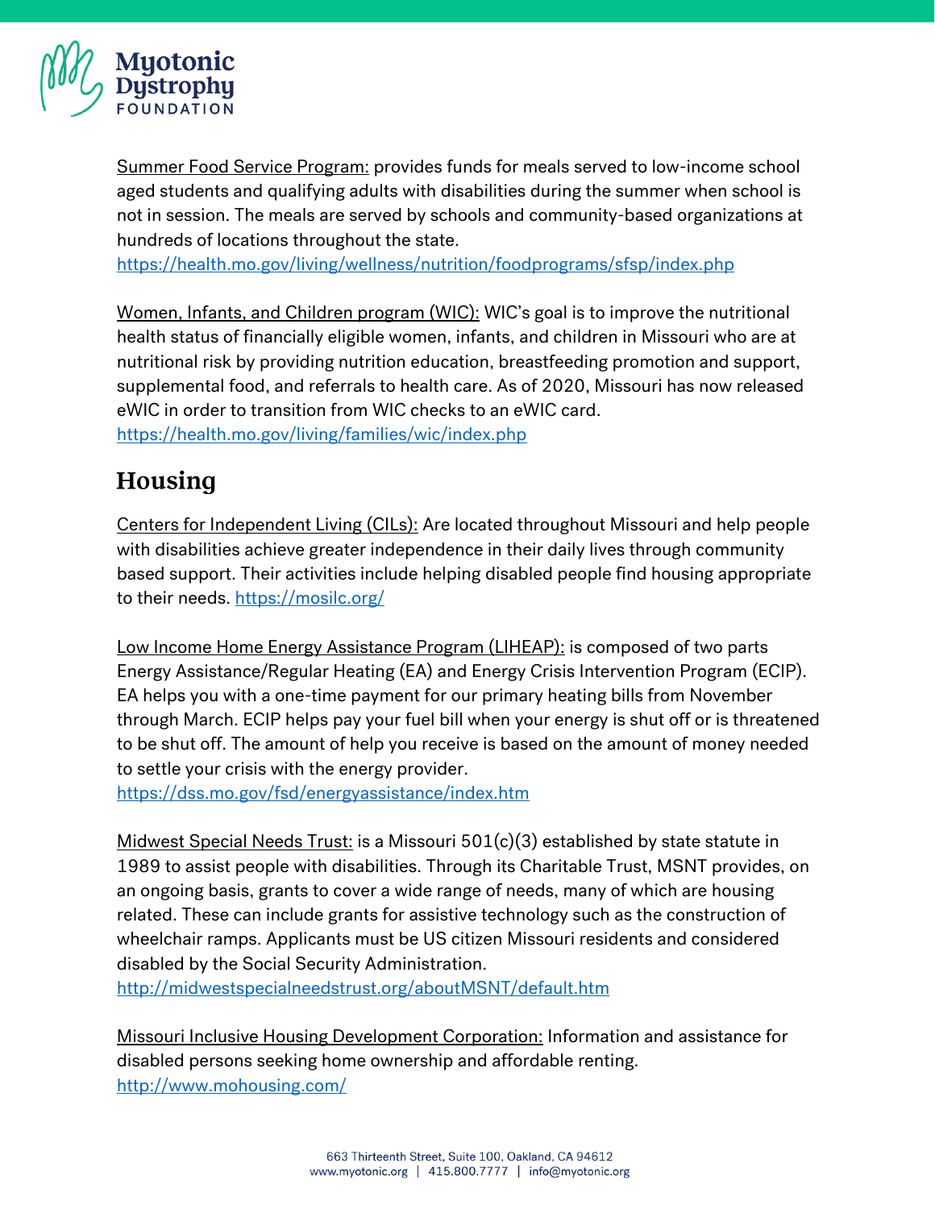Summer Food Service Program: provides funds for meals served to low-income school aged students and qualifying adults with disabilities during the summer when school is not in session. The meals are served by schools and community-based organizations at hundreds of locations throughout the state.
https://health.mo.gov/living/wellness/nutrition/foodprograms/sfsp/index.php

Women, Infants, and Children program (WIC): WIC's goal is to improve the nutritional health status of financially eligible women, infants, and children in Missouri who are at nutritional risk by providing nutrition education, breastfeeding promotion and support, supplemental food, and referrals to health care. As of 2020, Missouri has now released eWIC in order to transition from WIC checks to an eWIC card.
https://health.mo.gov/living/families/wic/index.php

## Housing

Centers for Independent Living (CILs): Are located throughout Missouri and help people with disabilities achieve greater independence in their daily lives through community based support. Their activities include helping disabled people find housing appropriate to their needs. https://mosilc.org/

Low Income Home Energy Assistance Program (LIHEAP): is composed of two parts Energy Assistance/Regular Heating (EA) and Energy Crisis Intervention Program (ECIP). EA helps you with a one-time payment for our primary heating bills from November through March. ECIP helps pay your fuel bill when your energy is shut off or is threatened to be shut off. The amount of help you receive is based on the amount of money needed to settle your crisis with the energy provider.
https://dss.mo.gov/fsd/energyassistance/index.htm

Midwest Special Needs Trust: is a Missouri 501(c)(3) established by state statute in 1989 to assist people with disabilities. Through its Charitable Trust, MSNT provides, on an ongoing basis, grants to cover a wide range of needs, many of which are housing related. These can include grants for assistive technology such as the construction of wheelchair ramps. Applicants must be US citizen Missouri residents and considered disabled by the Social Security Administration.
http://midwestspecialneedstrust.org/aboutMSNT/default.htm

Missouri Inclusive Housing Development Corporation: Information and assistance for disabled persons seeking home ownership and affordable renting.
http://www.mohousing.com/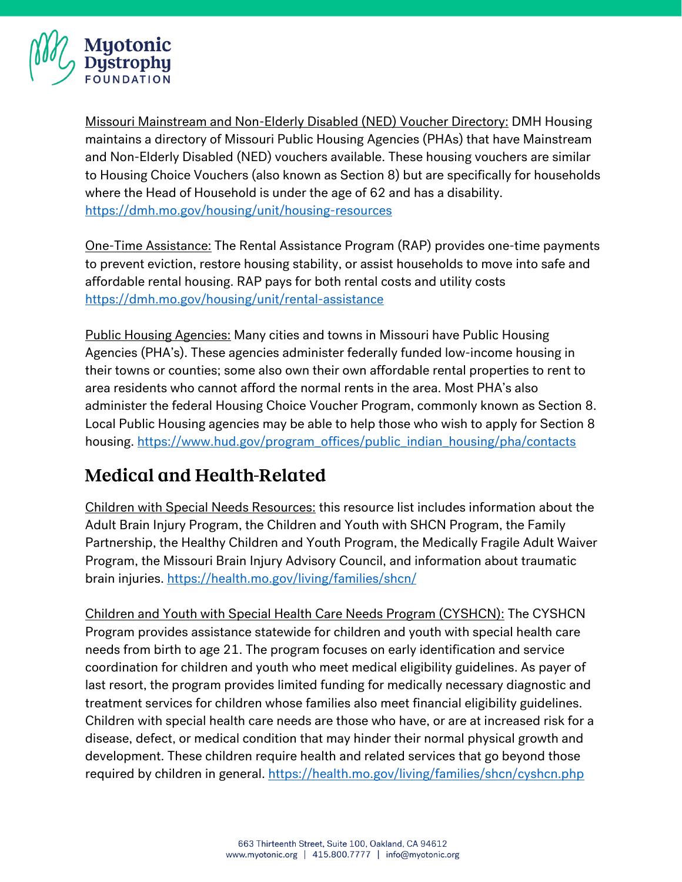Missouri Mainstream and Non-Elderly Disabled (NED) Voucher Directory: DMH Housing maintains a directory of Missouri Public Housing Agencies (PHAs) that have Mainstream and Non-Elderly Disabled (NED) vouchers available. These housing vouchers are similar to Housing Choice Vouchers (also known as Section 8) but are specifically for households where the Head of Household is under the age of 62 and has a disability. https://dmh.mo.gov/housing/unit/housing-resources

One-Time Assistance: The Rental Assistance Program (RAP) provides one-time payments to prevent eviction, restore housing stability, or assist households to move into safe and affordable rental housing. RAP pays for both rental costs and utility costs https://dmh.mo.gov/housing/unit/rental-assistance

Public Housing Agencies: Many cities and towns in Missouri have Public Housing Agencies (PHA's). These agencies administer federally funded low-income housing in their towns or counties; some also own their own affordable rental properties to rent to area residents who cannot afford the normal rents in the area. Most PHA's also administer the federal Housing Choice Voucher Program, commonly known as Section 8. Local Public Housing agencies may be able to help those who wish to apply for Section 8 housing. https://www.hud.gov/program_offices/public_indian_housing/pha/contacts

## Medical and Health-Related

Children with Special Needs Resources: this resource list includes information about the Adult Brain Injury Program, the Children and Youth with SHCN Program, the Family Partnership, the Healthy Children and Youth Program, the Medically Fragile Adult Waiver Program, the Missouri Brain Injury Advisory Council, and information about traumatic brain injuries. https://health.mo.gov/living/families/shcn/

Children and Youth with Special Health Care Needs Program (CYSHCN): The CYSHCN Program provides assistance statewide for children and youth with special health care needs from birth to age 21. The program focuses on early identification and service coordination for children and youth who meet medical eligibility guidelines. As payer of last resort, the program provides limited funding for medically necessary diagnostic and treatment services for children whose families also meet financial eligibility guidelines. Children with special health care needs are those who have, or are at increased risk for a disease, defect, or medical condition that may hinder their normal physical growth and development. These children require health and related services that go beyond those required by children in general. https://health.mo.gov/living/families/shcn/cyshcn.php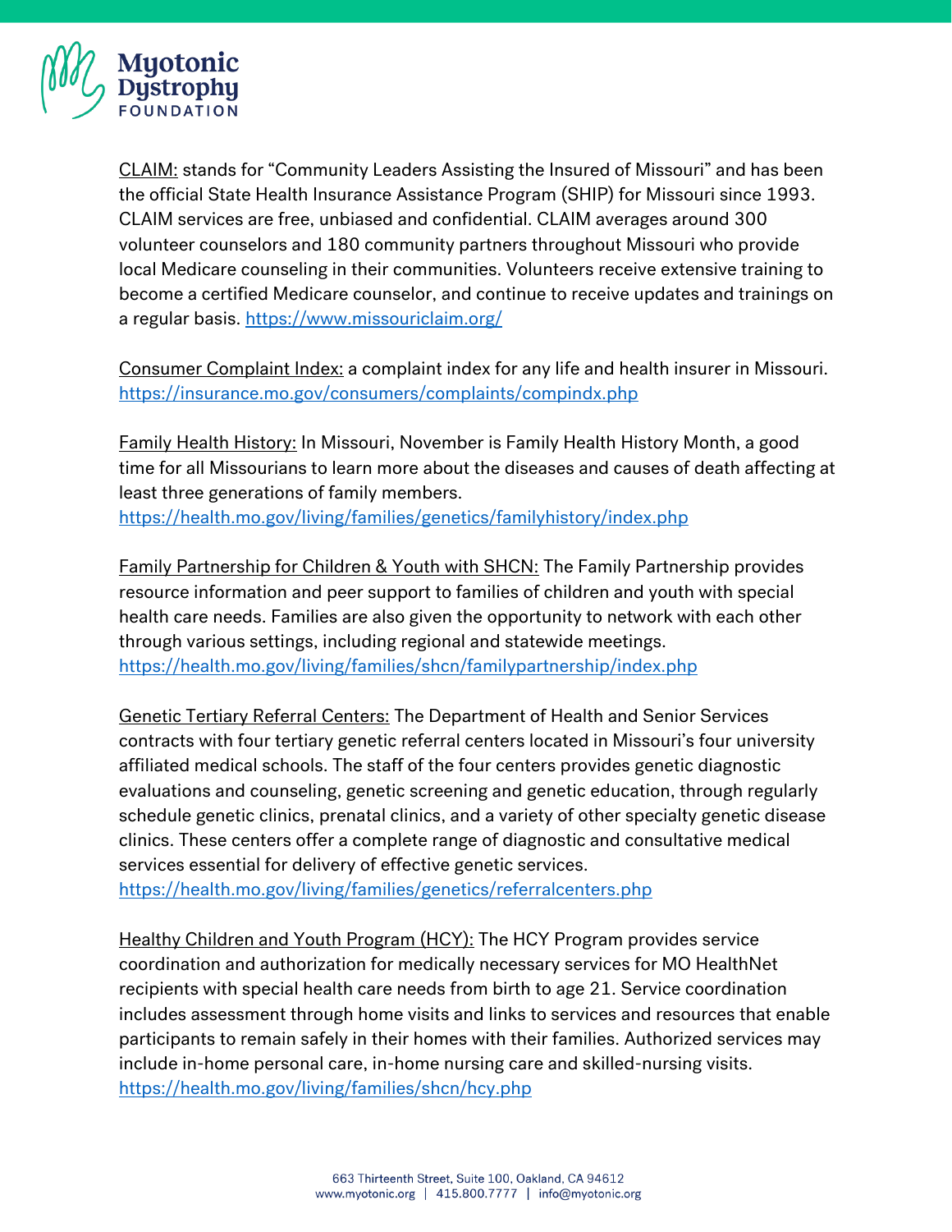<u>CLAIM:</u> stands for "Community Leaders Assisting the Insured of Missouri" and has been the official State Health Insurance Assistance Program (SHIP) for Missouri since 1993. CLAIM services are free, unbiased and confidential. CLAIM averages around 300 volunteer counselors and 180 community partners throughout Missouri who provide local Medicare counseling in their communities. Volunteers receive extensive training to become a certified Medicare counselor, and continue to receive updates and trainings on a regular basis. https://www.missouriclaim.org/

<u>Consumer Complaint Index:</u> a complaint index for any life and health insurer in Missouri. https://insurance.mo.gov/consumers/complaints/compindx.php

<u>Family Health History:</u> In Missouri, November is Family Health History Month, a good time for all Missourians to learn more about the diseases and causes of death affecting at least three generations of family members.
https://health.mo.gov/living/families/genetics/familyhistory/index.php

<u>Family Partnership for Children & Youth with SHCN:</u> The Family Partnership provides resource information and peer support to families of children and youth with special health care needs. Families are also given the opportunity to network with each other through various settings, including regional and statewide meetings.
https://health.mo.gov/living/families/shcn/familypartnership/index.php

<u>Genetic Tertiary Referral Centers:</u> The Department of Health and Senior Services contracts with four tertiary genetic referral centers located in Missouri's four university affiliated medical schools. The staff of the four centers provides genetic diagnostic evaluations and counseling, genetic screening and genetic education, through regularly schedule genetic clinics, prenatal clinics, and a variety of other specialty genetic disease clinics. These centers offer a complete range of diagnostic and consultative medical services essential for delivery of effective genetic services.
https://health.mo.gov/living/families/genetics/referralcenters.php

<u>Healthy Children and Youth Program (HCY):</u> The HCY Program provides service coordination and authorization for medically necessary services for MO HealthNet recipients with special health care needs from birth to age 21. Service coordination includes assessment through home visits and links to services and resources that enable participants to remain safely in their homes with their families. Authorized services may include in-home personal care, in-home nursing care and skilled-nursing visits.
https://health.mo.gov/living/families/shcn/hcy.php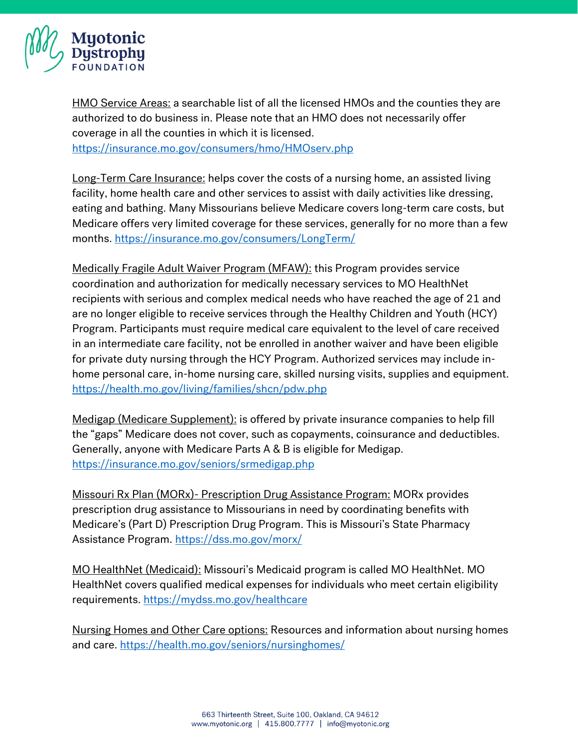HMO Service Areas: a searchable list of all the licensed HMOs and the counties they are authorized to do business in. Please note that an HMO does not necessarily offer coverage in all the counties in which it is licensed. https://insurance.mo.gov/consumers/hmo/HMOserv.php

Long-Term Care Insurance: helps cover the costs of a nursing home, an assisted living facility, home health care and other services to assist with daily activities like dressing, eating and bathing. Many Missourians believe Medicare covers long-term care costs, but Medicare offers very limited coverage for these services, generally for no more than a few months. https://insurance.mo.gov/consumers/LongTerm/

Medically Fragile Adult Waiver Program (MFAW): this Program provides service coordination and authorization for medically necessary services to MO HealthNet recipients with serious and complex medical needs who have reached the age of 21 and are no longer eligible to receive services through the Healthy Children and Youth (HCY) Program. Participants must require medical care equivalent to the level of care received in an intermediate care facility, not be enrolled in another waiver and have been eligible for private duty nursing through the HCY Program. Authorized services may include in-home personal care, in-home nursing care, skilled nursing visits, supplies and equipment. https://health.mo.gov/living/families/shcn/pdw.php

Medigap (Medicare Supplement): is offered by private insurance companies to help fill the "gaps" Medicare does not cover, such as copayments, coinsurance and deductibles. Generally, anyone with Medicare Parts A & B is eligible for Medigap. https://insurance.mo.gov/seniors/srmedigap.php

Missouri Rx Plan (MORx)- Prescription Drug Assistance Program: MORx provides prescription drug assistance to Missourians in need by coordinating benefits with Medicare's (Part D) Prescription Drug Program. This is Missouri's State Pharmacy Assistance Program. https://dss.mo.gov/morx/

MO HealthNet (Medicaid): Missouri's Medicaid program is called MO HealthNet. MO HealthNet covers qualified medical expenses for individuals who meet certain eligibility requirements. https://mydss.mo.gov/healthcare

Nursing Homes and Other Care options: Resources and information about nursing homes and care. https://health.mo.gov/seniors/nursinghomes/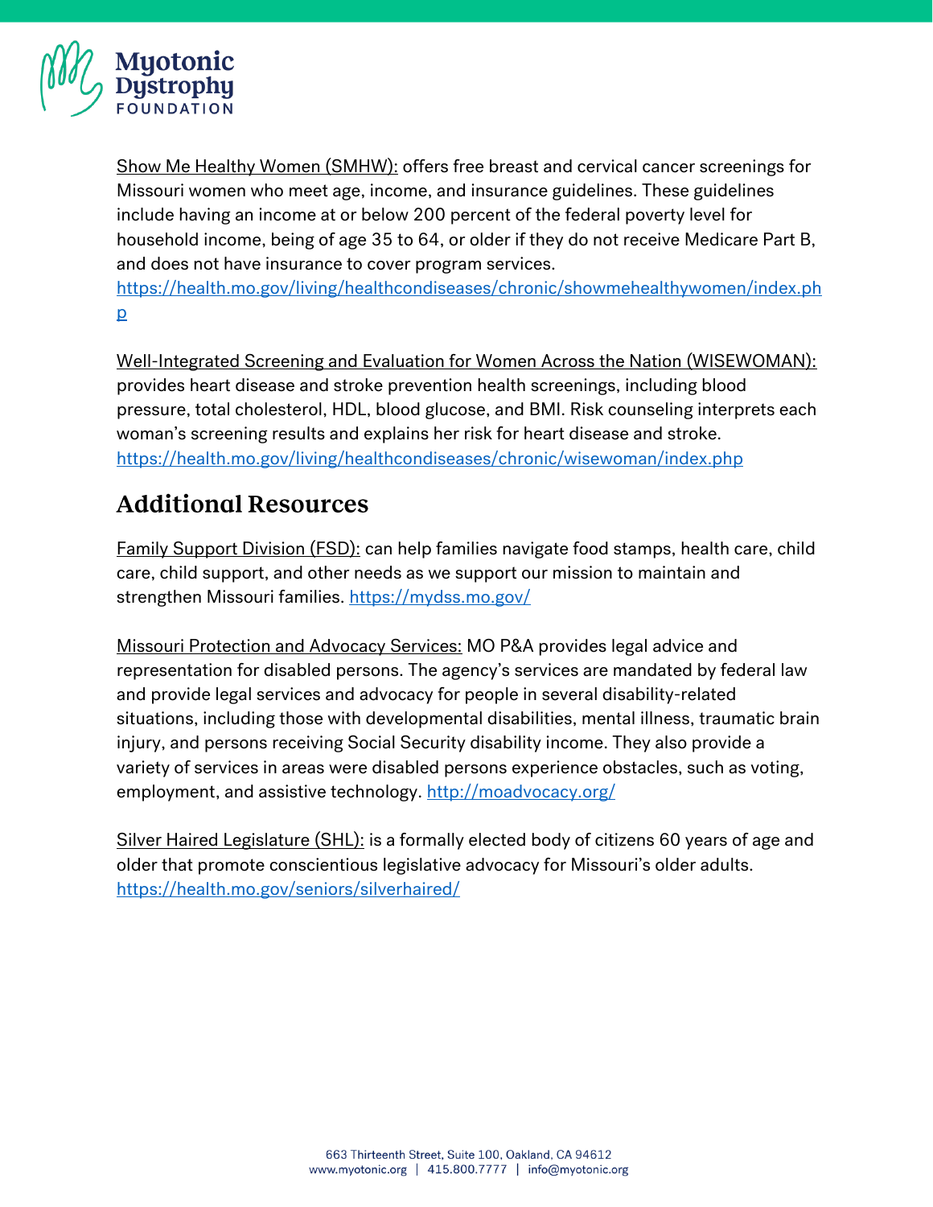Show Me Healthy Women (SMHW): offers free breast and cervical cancer screenings for Missouri women who meet age, income, and insurance guidelines. These guidelines include having an income at or below 200 percent of the federal poverty level for household income, being of age 35 to 64, or older if they do not receive Medicare Part B, and does not have insurance to cover program services. https://health.mo.gov/living/healthcondiseases/chronic/showmehealthywomen/index.php

Well-Integrated Screening and Evaluation for Women Across the Nation (WISEWOMAN): provides heart disease and stroke prevention health screenings, including blood pressure, total cholesterol, HDL, blood glucose, and BMI. Risk counseling interprets each woman's screening results and explains her risk for heart disease and stroke. https://health.mo.gov/living/healthcondiseases/chronic/wisewoman/index.php

## Additional Resources

Family Support Division (FSD): can help families navigate food stamps, health care, child care, child support, and other needs as we support our mission to maintain and strengthen Missouri families. https://mydss.mo.gov/

Missouri Protection and Advocacy Services: MO P&A provides legal advice and representation for disabled persons. The agency's services are mandated by federal law and provide legal services and advocacy for people in several disability-related situations, including those with developmental disabilities, mental illness, traumatic brain injury, and persons receiving Social Security disability income. They also provide a variety of services in areas were disabled persons experience obstacles, such as voting, employment, and assistive technology. http://moadvocacy.org/

Silver Haired Legislature (SHL): is a formally elected body of citizens 60 years of age and older that promote conscientious legislative advocacy for Missouri's older adults. https://health.mo.gov/seniors/silverhaired/